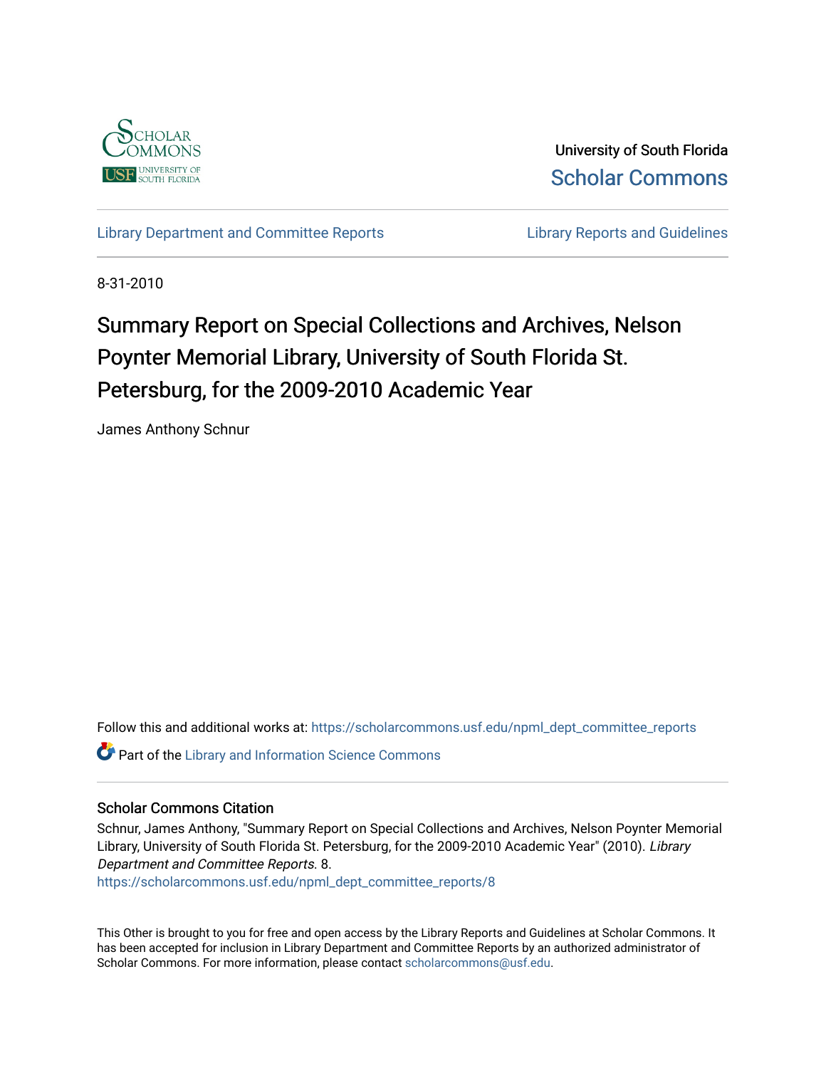University of South Florida
Scholar Commons

Library Department and Committee Reports | Library Reports and Guidelines

8-31-2010

# Summary Report on Special Collections and Archives, Nelson Poynter Memorial Library, University of South Florida St. Petersburg, for the 2009-2010 Academic Year

James Anthony Schnur

Follow this and additional works at: https://scholarcommons.usf.edu/npml_dept_committee_reports

Part of the Library and Information Science Commons

## Scholar Commons Citation

Schnur, James Anthony, "Summary Report on Special Collections and Archives, Nelson Poynter Memorial Library, University of South Florida St. Petersburg, for the 2009-2010 Academic Year" (2010). *Library Department and Committee Reports*. 8.
https://scholarcommons.usf.edu/npml_dept_committee_reports/8

This Other is brought to you for free and open access by the Library Reports and Guidelines at Scholar Commons. It has been accepted for inclusion in Library Department and Committee Reports by an authorized administrator of Scholar Commons. For more information, please contact scholarcommons@usf.edu.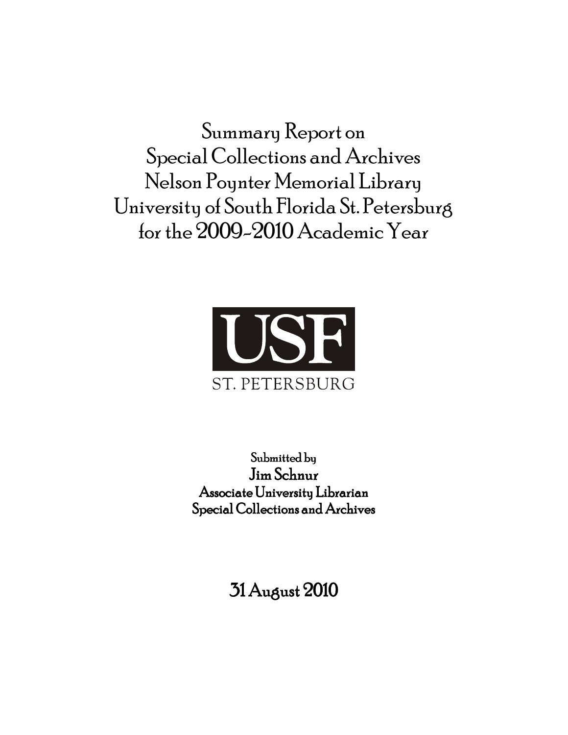# Summary Report on Special Collections and Archives Nelson Poynter Memorial Library University of South Florida St. Petersburg for the 2009-2010 Academic Year

USF

ST. PETERSBURG

Submitted by

**Jim Schnur**

**Associate University Librarian**

**Special Collections and Archives**

## 31 August 2010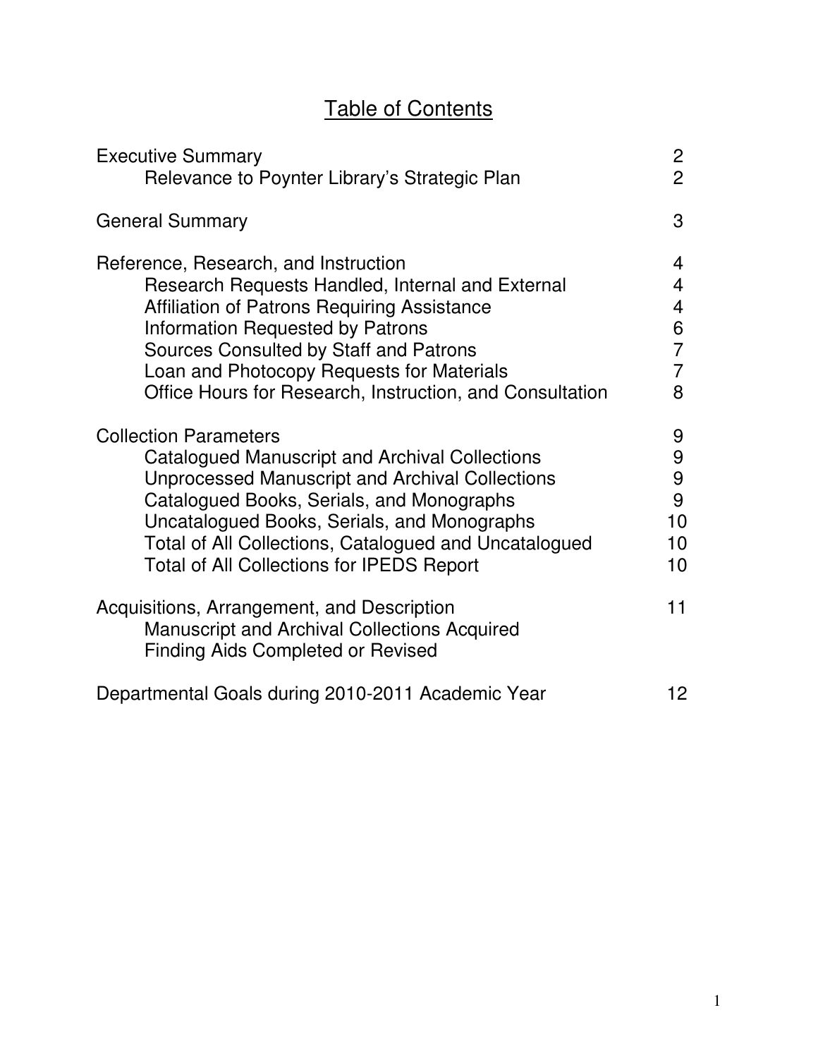# Table of Contents

| | |
|---|---|
| Executive Summary | 2 |
| Relevance to Poynter Library's Strategic Plan | 2 |
| General Summary | 3 |
| Reference, Research, and Instruction | 4 |
| Research Requests Handled, Internal and External | 4 |
| Affiliation of Patrons Requiring Assistance | 4 |
| Information Requested by Patrons | 6 |
| Sources Consulted by Staff and Patrons | 7 |
| Loan and Photocopy Requests for Materials | 7 |
| Office Hours for Research, Instruction, and Consultation | 8 |
| Collection Parameters | 9 |
| Catalogued Manuscript and Archival Collections | 9 |
| Unprocessed Manuscript and Archival Collections | 9 |
| Catalogued Books, Serials, and Monographs | 9 |
| Uncatalogued Books, Serials, and Monographs | 10 |
| Total of All Collections, Catalogued and Uncatalogued | 10 |
| Total of All Collections for IPEDS Report | 10 |
| Acquisitions, Arrangement, and Description | 11 |
| Manuscript and Archival Collections Acquired | |
| Finding Aids Completed or Revised | |
| Departmental Goals during 2010-2011 Academic Year | 12 |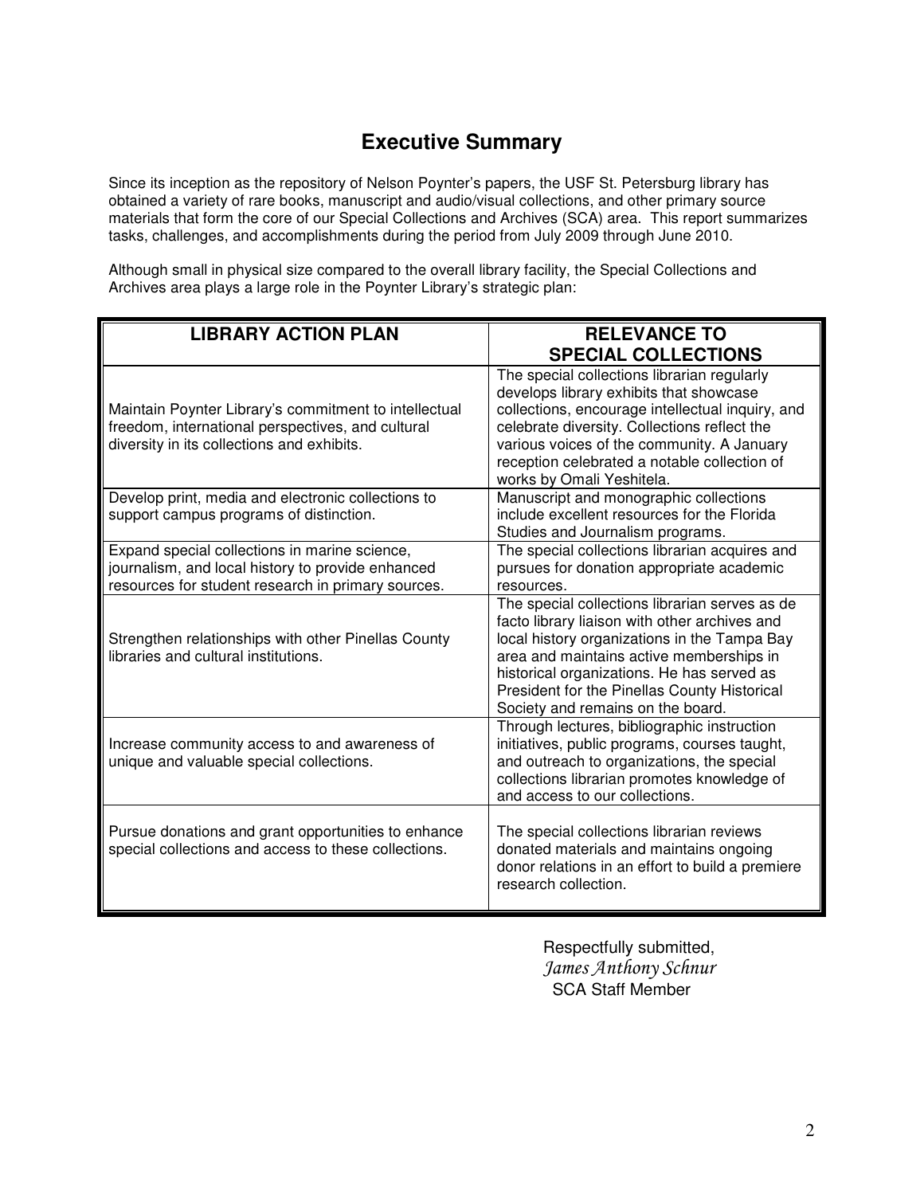# Executive Summary

Since its inception as the repository of Nelson Poynter's papers, the USF St. Petersburg library has obtained a variety of rare books, manuscript and audio/visual collections, and other primary source materials that form the core of our Special Collections and Archives (SCA) area. This report summarizes tasks, challenges, and accomplishments during the period from July 2009 through June 2010.

Although small in physical size compared to the overall library facility, the Special Collections and Archives area plays a large role in the Poynter Library's strategic plan:

| LIBRARY ACTION PLAN | RELEVANCE TO SPECIAL COLLECTIONS |
|---|---|
| Maintain Poynter Library's commitment to intellectual freedom, international perspectives, and cultural diversity in its collections and exhibits. | The special collections librarian regularly develops library exhibits that showcase collections, encourage intellectual inquiry, and celebrate diversity. Collections reflect the various voices of the community. A January reception celebrated a notable collection of works by Omali Yeshitela. |
| Develop print, media and electronic collections to support campus programs of distinction. | Manuscript and monographic collections include excellent resources for the Florida Studies and Journalism programs. |
| Expand special collections in marine science, journalism, and local history to provide enhanced resources for student research in primary sources. | The special collections librarian acquires and pursues for donation appropriate academic resources. |
| Strengthen relationships with other Pinellas County libraries and cultural institutions. | The special collections librarian serves as de facto library liaison with other archives and local history organizations in the Tampa Bay area and maintains active memberships in historical organizations. He has served as President for the Pinellas County Historical Society and remains on the board. |
| Increase community access to and awareness of unique and valuable special collections. | Through lectures, bibliographic instruction initiatives, public programs, courses taught, and outreach to organizations, the special collections librarian promotes knowledge of and access to our collections. |
| Pursue donations and grant opportunities to enhance special collections and access to these collections. | The special collections librarian reviews donated materials and maintains ongoing donor relations in an effort to build a premiere research collection. |

Respectfully submitted,
*James Anthony Schnur*
SCA Staff Member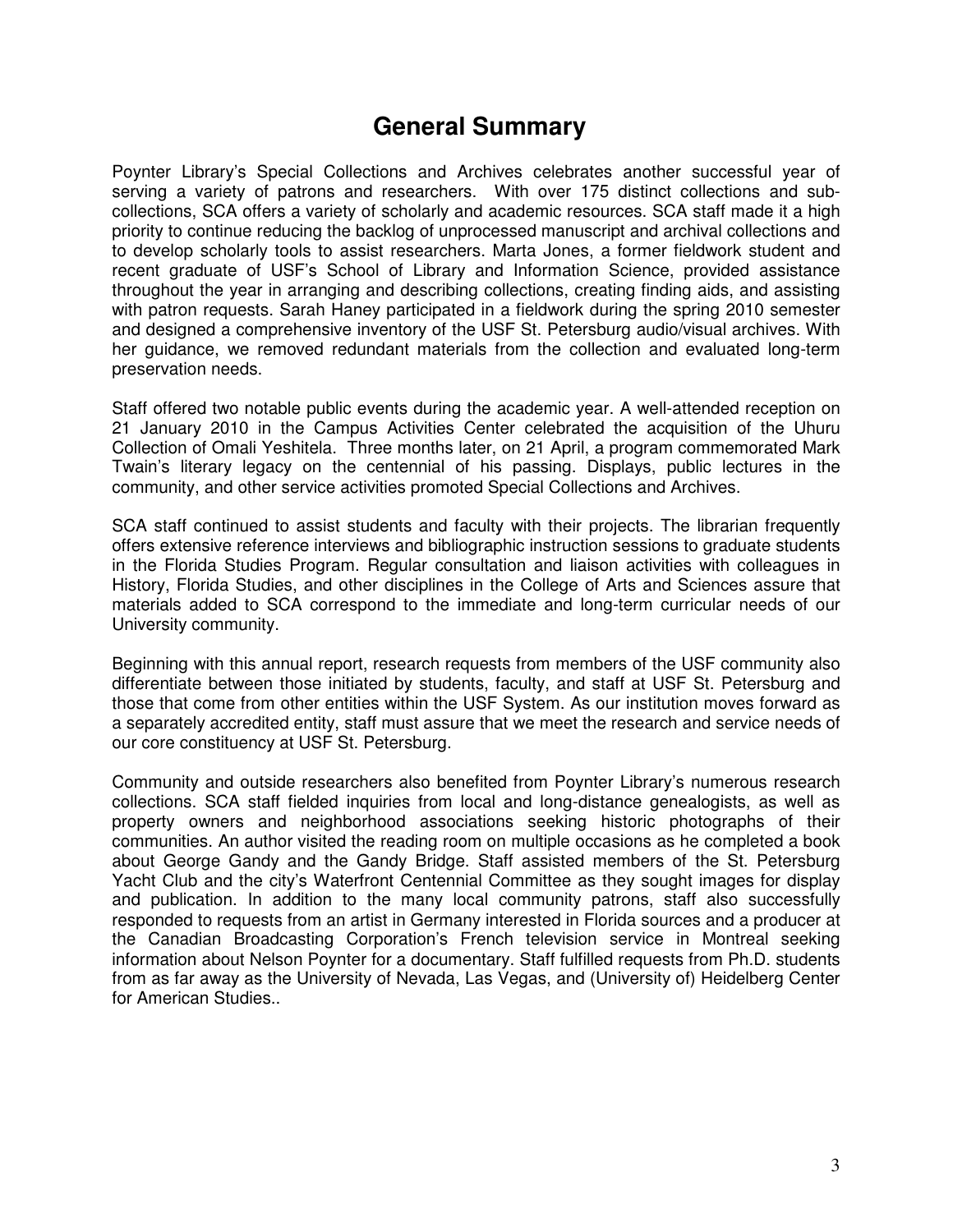# General Summary

Poynter Library's Special Collections and Archives celebrates another successful year of serving a variety of patrons and researchers. With over 175 distinct collections and sub-collections, SCA offers a variety of scholarly and academic resources. SCA staff made it a high priority to continue reducing the backlog of unprocessed manuscript and archival collections and to develop scholarly tools to assist researchers. Marta Jones, a former fieldwork student and recent graduate of USF's School of Library and Information Science, provided assistance throughout the year in arranging and describing collections, creating finding aids, and assisting with patron requests. Sarah Haney participated in a fieldwork during the spring 2010 semester and designed a comprehensive inventory of the USF St. Petersburg audio/visual archives. With her guidance, we removed redundant materials from the collection and evaluated long-term preservation needs.

Staff offered two notable public events during the academic year. A well-attended reception on 21 January 2010 in the Campus Activities Center celebrated the acquisition of the Uhuru Collection of Omali Yeshitela. Three months later, on 21 April, a program commemorated Mark Twain's literary legacy on the centennial of his passing. Displays, public lectures in the community, and other service activities promoted Special Collections and Archives.

SCA staff continued to assist students and faculty with their projects. The librarian frequently offers extensive reference interviews and bibliographic instruction sessions to graduate students in the Florida Studies Program. Regular consultation and liaison activities with colleagues in History, Florida Studies, and other disciplines in the College of Arts and Sciences assure that materials added to SCA correspond to the immediate and long-term curricular needs of our University community.

Beginning with this annual report, research requests from members of the USF community also differentiate between those initiated by students, faculty, and staff at USF St. Petersburg and those that come from other entities within the USF System. As our institution moves forward as a separately accredited entity, staff must assure that we meet the research and service needs of our core constituency at USF St. Petersburg.

Community and outside researchers also benefited from Poynter Library's numerous research collections. SCA staff fielded inquiries from local and long-distance genealogists, as well as property owners and neighborhood associations seeking historic photographs of their communities. An author visited the reading room on multiple occasions as he completed a book about George Gandy and the Gandy Bridge. Staff assisted members of the St. Petersburg Yacht Club and the city's Waterfront Centennial Committee as they sought images for display and publication. In addition to the many local community patrons, staff also successfully responded to requests from an artist in Germany interested in Florida sources and a producer at the Canadian Broadcasting Corporation's French television service in Montreal seeking information about Nelson Poynter for a documentary. Staff fulfilled requests from Ph.D. students from as far away as the University of Nevada, Las Vegas, and (University of) Heidelberg Center for American Studies..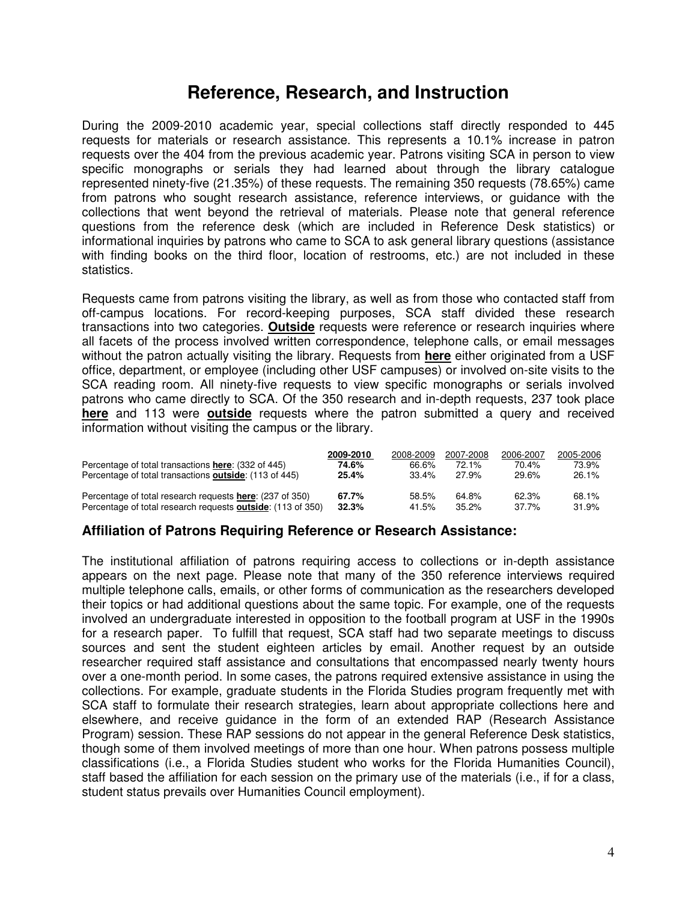# Reference, Research, and Instruction

During the 2009-2010 academic year, special collections staff directly responded to 445 requests for materials or research assistance. This represents a 10.1% increase in patron requests over the 404 from the previous academic year. Patrons visiting SCA in person to view specific monographs or serials they had learned about through the library catalogue represented ninety-five (21.35%) of these requests. The remaining 350 requests (78.65%) came from patrons who sought research assistance, reference interviews, or guidance with the collections that went beyond the retrieval of materials. Please note that general reference questions from the reference desk (which are included in Reference Desk statistics) or informational inquiries by patrons who came to SCA to ask general library questions (assistance with finding books on the third floor, location of restrooms, etc.) are not included in these statistics.

Requests came from patrons visiting the library, as well as from those who contacted staff from off-campus locations. For record-keeping purposes, SCA staff divided these research transactions into two categories. **Outside** requests were reference or research inquiries where all facets of the process involved written correspondence, telephone calls, or email messages without the patron actually visiting the library. Requests from **here** either originated from a USF office, department, or employee (including other USF campuses) or involved on-site visits to the SCA reading room. All ninety-five requests to view specific monographs or serials involved patrons who came directly to SCA. Of the 350 research and in-depth requests, 237 took place **here** and 113 were **outside** requests where the patron submitted a query and received information without visiting the campus or the library.

| | **2009-2010** | 2008-2009 | 2007-2008 | 2006-2007 | 2005-2006 |
|---|---|---|---|---|---|
| Percentage of total transactions **here**: (332 of 445) | **74.6%** | 66.6% | 72.1% | 70.4% | 73.9% |
| Percentage of total transactions **outside**: (113 of 445) | **25.4%** | 33.4% | 27.9% | 29.6% | 26.1% |
| Percentage of total research requests **here**: (237 of 350) | **67.7%** | 58.5% | 64.8% | 62.3% | 68.1% |
| Percentage of total research requests **outside**: (113 of 350) | **32.3%** | 41.5% | 35.2% | 37.7% | 31.9% |

## Affiliation of Patrons Requiring Reference or Research Assistance:

The institutional affiliation of patrons requiring access to collections or in-depth assistance appears on the next page. Please note that many of the 350 reference interviews required multiple telephone calls, emails, or other forms of communication as the researchers developed their topics or had additional questions about the same topic. For example, one of the requests involved an undergraduate interested in opposition to the football program at USF in the 1990s for a research paper. To fulfill that request, SCA staff had two separate meetings to discuss sources and sent the student eighteen articles by email. Another request by an outside researcher required staff assistance and consultations that encompassed nearly twenty hours over a one-month period. In some cases, the patrons required extensive assistance in using the collections. For example, graduate students in the Florida Studies program frequently met with SCA staff to formulate their research strategies, learn about appropriate collections here and elsewhere, and receive guidance in the form of an extended RAP (Research Assistance Program) session. These RAP sessions do not appear in the general Reference Desk statistics, though some of them involved meetings of more than one hour. When patrons possess multiple classifications (i.e., a Florida Studies student who works for the Florida Humanities Council), staff based the affiliation for each session on the primary use of the materials (i.e., if for a class, student status prevails over Humanities Council employment).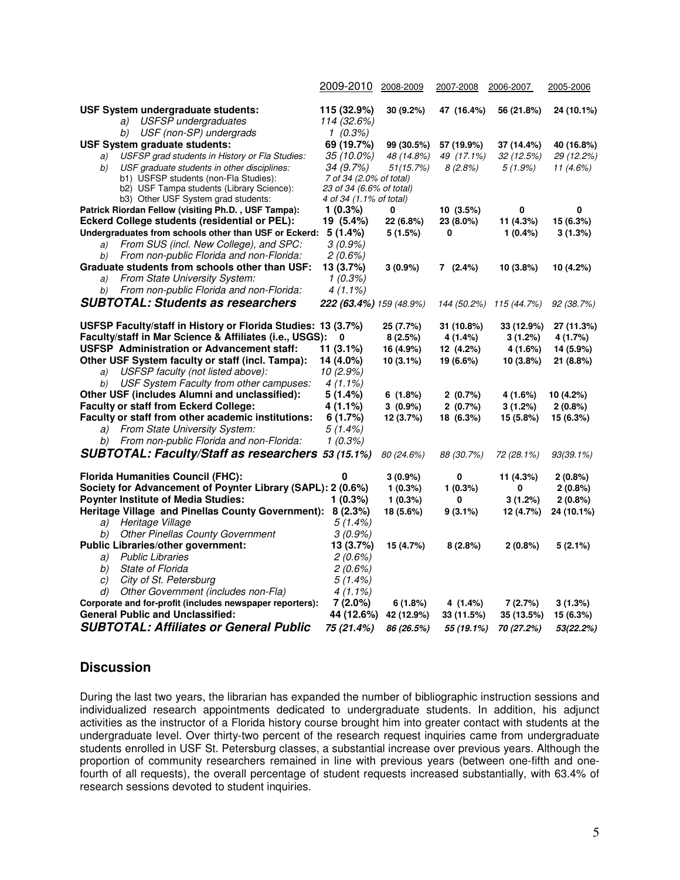| | 2009-2010 | 2008-2009 | 2007-2008 | 2006-2007 | 2005-2006 |
|---|---|---|---|---|---|
| **USF System undergraduate students:** | **115 (32.9%)** | **30 (9.2%)** | **47 (16.4%)** | **56 (21.8%)** | **24 (10.1%)** |
| *a) USFSP undergraduates* | *114 (32.6%)* | | | | |
| *b) USF (non-SP) undergrads* | *1 (0.3%)* | | | | |
| **USF System graduate students:** | **69 (19.7%)** | **99 (30.5%)** | **57 (19.9%)** | **37 (14.4%)** | **40 (16.8%)** |
| *a) USFSP grad students in History or Fla Studies:* | *35 (10.0%)* | *48 (14.8%)* | *49 (17.1%)* | *32 (12.5%)* | *29 (12.2%)* |
| *b) USF graduate students in other disciplines:* | *34 (9.7%)* | *51(15.7%)* | *8 (2.8%)* | *5 (1.9%)* | *11 (4.6%)* |
| b1) USFSP students (non-Fla Studies): | *7 of 34 (2.0% of total)* | | | | |
| b2) USF Tampa students (Library Science): | *23 of 34 (6.6% of total)* | | | | |
| b3) Other USF System grad students: | *4 of 34 (1.1% of total)* | | | | |
| **Patrick Riordan Fellow (visiting Ph.D. , USF Tampa):** | **1 (0.3%)** | **0** | **10 (3.5%)** | **0** | **0** |
| **Eckerd College students (residential or PEL):** | **19 (5.4%)** | **22 (6.8%)** | **23 (8.0%)** | **11 (4.3%)** | **15 (6.3%)** |
| **Undergraduates from schools other than USF or Eckerd:** | **5 (1.4%)** | **5 (1.5%)** | **0** | **1 (0.4%)** | **3 (1.3%)** |
| *a) From SUS (incl. New College), and SPC:* | *3 (0.9%)* | | | | |
| *b) From non-public Florida and non-Florida:* | *2 (0.6%)* | | | | |
| **Graduate students from schools other than USF:** | **13 (3.7%)** | **3 (0.9%)** | **7 (2.4%)** | **10 (3.8%)** | **10 (4.2%)** |
| *a) From State University System:* | *1 (0.3%)* | | | | |
| *b) From non-public Florida and non-Florida:* | *4 (1.1%)* | | | | |
| ***SUBTOTAL: Students as researchers*** | ***222 (63.4%)*** | *159 (48.9%)* | *144 (50.2%)* | *115 (44.7%)* | *92 (38.7%)* |
| **USFSP Faculty/staff in History or Florida Studies:** | **13 (3.7%)** | **25 (7.7%)** | **31 (10.8%)** | **33 (12.9%)** | **27 (11.3%)** |
| **Faculty/staff in Mar Science & Affiliates (i.e., USGS):** | **0** | **8 (2.5%)** | **4 (1.4%)** | **3 (1.2%)** | **4 (1.7%)** |
| **USFSP Administration or Advancement staff:** | **11 (3.1%)** | **16 (4.9%)** | **12 (4.2%)** | **4 (1.6%)** | **14 (5.9%)** |
| **Other USF System faculty or staff (incl. Tampa):** | **14 (4.0%)** | **10 (3.1%)** | **19 (6.6%)** | **10 (3.8%)** | **21 (8.8%)** |
| *a) USFSP faculty (not listed above):* | *10 (2.9%)* | | | | |
| *b) USF System Faculty from other campuses:* | *4 (1.1%)* | | | | |
| **Other USF (includes Alumni and unclassified):** | **5 (1.4%)** | **6 (1.8%)** | **2 (0.7%)** | **4 (1.6%)** | **10 (4.2%)** |
| **Faculty or staff from Eckerd College:** | **4 (1.1%)** | **3 (0.9%)** | **2 (0.7%)** | **3 (1.2%)** | **2 (0.8%)** |
| **Faculty or staff from other academic institutions:** | **6 (1.7%)** | **12 (3.7%)** | **18 (6.3%)** | **15 (5.8%)** | **15 (6.3%)** |
| *a) From State University System:* | *5 (1.4%)* | | | | |
| *b) From non-public Florida and non-Florida:* | *1 (0.3%)* | | | | |
| ***SUBTOTAL: Faculty/Staff as researchers*** | ***53 (15.1%)*** | *80 (24.6%)* | *88 (30.7%)* | *72 (28.1%)* | *93(39.1%)* |
| **Florida Humanities Council (FHC):** | **0** | **3 (0.9%)** | **0** | **11 (4.3%)** | **2 (0.8%)** |
| **Society for Advancement of Poynter Library (SAPL):** | **2 (0.6%)** | **1 (0.3%)** | **1 (0.3%)** | **0** | **2 (0.8%)** |
| **Poynter Institute of Media Studies:** | **1 (0.3%)** | **1 (0.3%)** | **0** | **3 (1.2%)** | **2 (0.8%)** |
| **Heritage Village and Pinellas County Government):** | **8 (2.3%)** | **18 (5.6%)** | **9 (3.1%)** | **12 (4.7%)** | **24 (10.1%)** |
| *a) Heritage Village* | *5 (1.4%)* | | | | |
| *b) Other Pinellas County Government* | *3 (0.9%)* | | | | |
| **Public Libraries/other government:** | **13 (3.7%)** | **15 (4.7%)** | **8 (2.8%)** | **2 (0.8%)** | **5 (2.1%)** |
| *a) Public Libraries* | *2 (0.6%)* | | | | |
| *b) State of Florida* | *2 (0.6%)* | | | | |
| *c) City of St. Petersburg* | *5 (1.4%)* | | | | |
| *d) Other Government (includes non-Fla)* | *4 (1.1%)* | | | | |
| **Corporate and for-profit (includes newspaper reporters):** | **7 (2.0%)** | **6 (1.8%)** | **4 (1.4%)** | **7 (2.7%)** | **3 (1.3%)** |
| **General Public and Unclassified:** | **44 (12.6%)** | **42 (12.9%)** | **33 (11.5%)** | **35 (13.5%)** | **15 (6.3%)** |
| ***SUBTOTAL: Affiliates or General Public*** | ***75 (21.4%)*** | ***86 (26.5%)*** | ***55 (19.1%)*** | ***70 (27.2%)*** | ***53(22.2%)*** |

## Discussion

During the last two years, the librarian has expanded the number of bibliographic instruction sessions and individualized research appointments dedicated to undergraduate students. In addition, his adjunct activities as the instructor of a Florida history course brought him into greater contact with students at the undergraduate level. Over thirty-two percent of the research request inquiries came from undergraduate students enrolled in USF St. Petersburg classes, a substantial increase over previous years. Although the proportion of community researchers remained in line with previous years (between one-fifth and one-fourth of all requests), the overall percentage of student requests increased substantially, with 63.4% of research sessions devoted to student inquiries.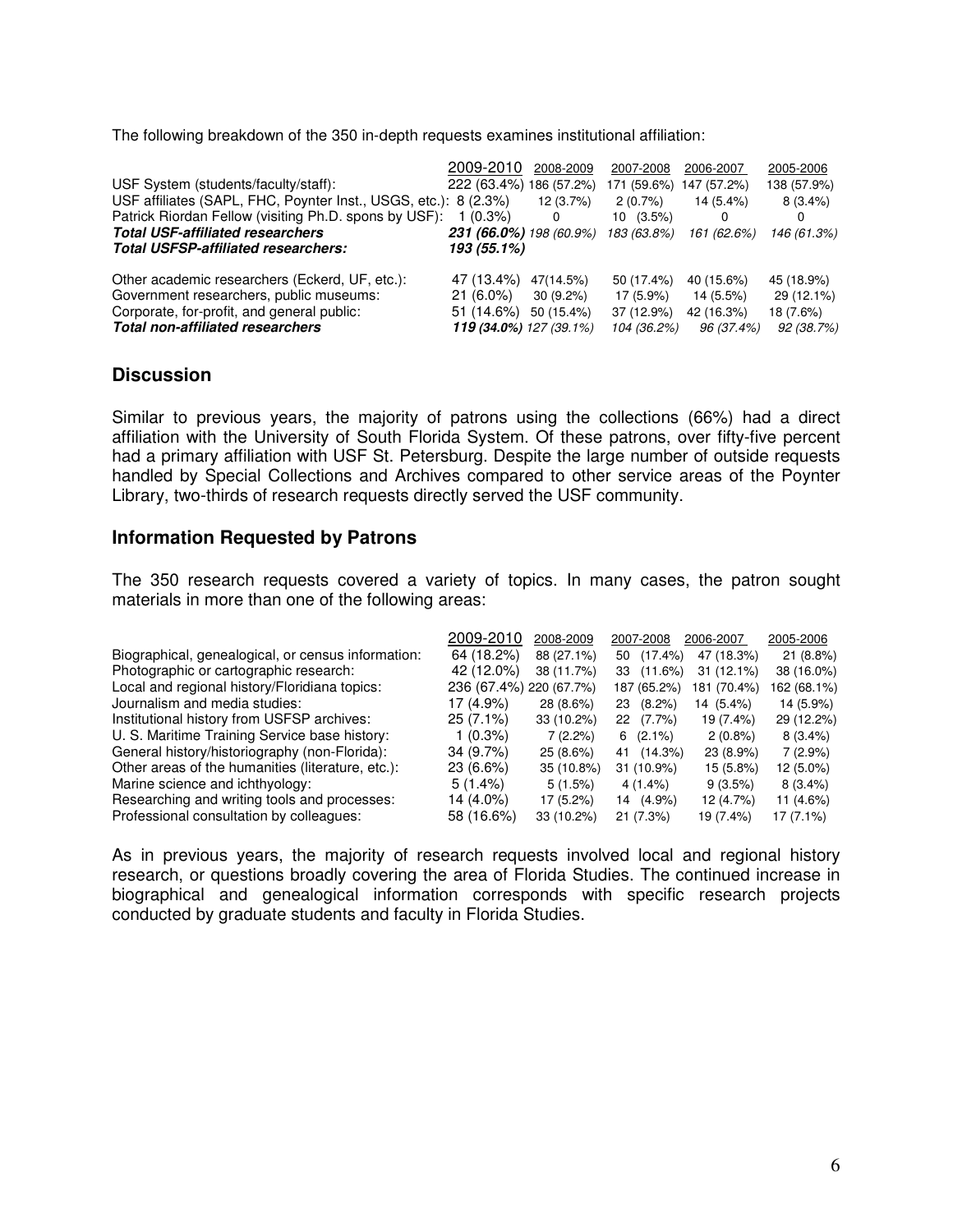The following breakdown of the 350 in-depth requests examines institutional affiliation:

| | 2009-2010 | 2008-2009 | 2007-2008 | 2006-2007 | 2005-2006 |
|---|---|---|---|---|---|
| USF System (students/faculty/staff): | 222 (63.4%) | 186 (57.2%) | 171 (59.6%) | 147 (57.2%) | 138 (57.9%) |
| USF affiliates (SAPL, FHC, Poynter Inst., USGS, etc.): | 8 (2.3%) | 12 (3.7%) | 2 (0.7%) | 14 (5.4%) | 8 (3.4%) |
| Patrick Riordan Fellow (visiting Ph.D. spons by USF): | 1 (0.3%) | 0 | 10 (3.5%) | 0 | 0 |
| ***Total USF-affiliated researchers*** | ***231 (66.0%)*** | *198 (60.9%)* | *183 (63.8%)* | *161 (62.6%)* | *146 (61.3%)* |
| ***Total USFSP-affiliated researchers:*** | ***193 (55.1%)*** | | | | |
| Other academic researchers (Eckerd, UF, etc.): | 47 (13.4%) | 47(14.5%) | 50 (17.4%) | 40 (15.6%) | 45 (18.9%) |
| Government researchers, public museums: | 21 (6.0%) | 30 (9.2%) | 17 (5.9%) | 14 (5.5%) | 29 (12.1%) |
| Corporate, for-profit, and general public: | 51 (14.6%) | 50 (15.4%) | 37 (12.9%) | 42 (16.3%) | 18 (7.6%) |
| ***Total non-affiliated researchers*** | ***119 (34.0%)*** | *127 (39.1%)* | *104 (36.2%)* | *96 (37.4%)* | *92 (38.7%)* |

## Discussion

Similar to previous years, the majority of patrons using the collections (66%) had a direct affiliation with the University of South Florida System. Of these patrons, over fifty-five percent had a primary affiliation with USF St. Petersburg. Despite the large number of outside requests handled by Special Collections and Archives compared to other service areas of the Poynter Library, two-thirds of research requests directly served the USF community.

## Information Requested by Patrons

The 350 research requests covered a variety of topics. In many cases, the patron sought materials in more than one of the following areas:

| | 2009-2010 | 2008-2009 | 2007-2008 | 2006-2007 | 2005-2006 |
|---|---|---|---|---|---|
| Biographical, genealogical, or census information: | 64 (18.2%) | 88 (27.1%) | 50 (17.4%) | 47 (18.3%) | 21 (8.8%) |
| Photographic or cartographic research: | 42 (12.0%) | 38 (11.7%) | 33 (11.6%) | 31 (12.1%) | 38 (16.0%) |
| Local and regional history/Floridiana topics: | 236 (67.4%) | 220 (67.7%) | 187 (65.2%) | 181 (70.4%) | 162 (68.1%) |
| Journalism and media studies: | 17 (4.9%) | 28 (8.6%) | 23 (8.2%) | 14 (5.4%) | 14 (5.9%) |
| Institutional history from USFSP archives: | 25 (7.1%) | 33 (10.2%) | 22 (7.7%) | 19 (7.4%) | 29 (12.2%) |
| U. S. Maritime Training Service base history: | 1 (0.3%) | 7 (2.2%) | 6 (2.1%) | 2 (0.8%) | 8 (3.4%) |
| General history/historiography (non-Florida): | 34 (9.7%) | 25 (8.6%) | 41 (14.3%) | 23 (8.9%) | 7 (2.9%) |
| Other areas of the humanities (literature, etc.): | 23 (6.6%) | 35 (10.8%) | 31 (10.9%) | 15 (5.8%) | 12 (5.0%) |
| Marine science and ichthyology: | 5 (1.4%) | 5 (1.5%) | 4 (1.4%) | 9 (3.5%) | 8 (3.4%) |
| Researching and writing tools and processes: | 14 (4.0%) | 17 (5.2%) | 14 (4.9%) | 12 (4.7%) | 11 (4.6%) |
| Professional consultation by colleagues: | 58 (16.6%) | 33 (10.2%) | 21 (7.3%) | 19 (7.4%) | 17 (7.1%) |

As in previous years, the majority of research requests involved local and regional history research, or questions broadly covering the area of Florida Studies. The continued increase in biographical and genealogical information corresponds with specific research projects conducted by graduate students and faculty in Florida Studies.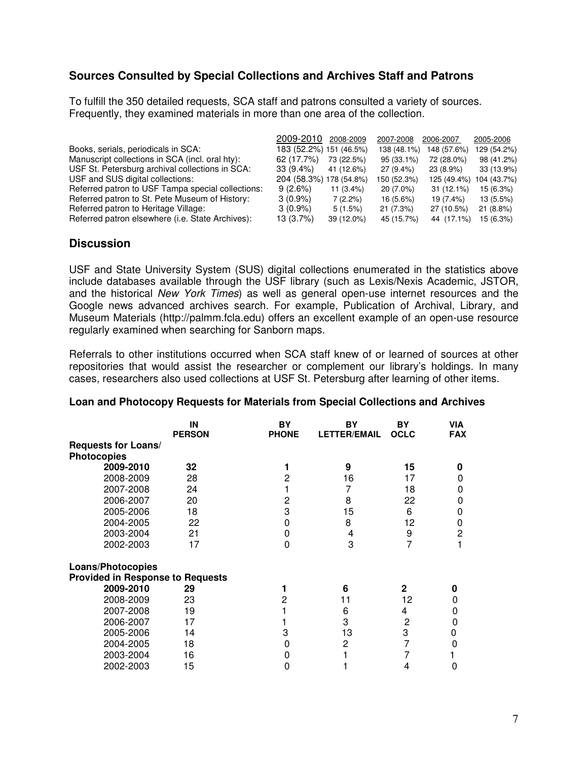### Sources Consulted by Special Collections and Archives Staff and Patrons

To fulfill the 350 detailed requests, SCA staff and patrons consulted a variety of sources. Frequently, they examined materials in more than one area of the collection.

| | 2009-2010 | 2008-2009 | 2007-2008 | 2006-2007 | 2005-2006 |
|---|---|---|---|---|---|
| Books, serials, periodicals in SCA: | 183 (52.2%) | 151 (46.5%) | 138 (48.1%) | 148 (57.6%) | 129 (54.2%) |
| Manuscript collections in SCA (incl. oral hty): | 62 (17.7%) | 73 (22.5%) | 95 (33.1%) | 72 (28.0%) | 98 (41.2%) |
| USF St. Petersburg archival collections in SCA: | 33 (9.4%) | 41 (12.6%) | 27 (9.4%) | 23 (8.9%) | 33 (13.9%) |
| USF and SUS digital collections: | 204 (58.3%) | 178 (54.8%) | 150 (52.3%) | 125 (49.4%) | 104 (43.7%) |
| Referred patron to USF Tampa special collections: | 9 (2.6%) | 11 (3.4%) | 20 (7.0%) | 31 (12.1%) | 15 (6.3%) |
| Referred patron to St. Pete Museum of History: | 3 (0.9%) | 7 (2.2%) | 16 (5.6%) | 19 (7.4%) | 13 (5.5%) |
| Referred patron to Heritage Village: | 3 (0.9%) | 5 (1.5%) | 21 (7.3%) | 27 (10.5%) | 21 (8.8%) |
| Referred patron elsewhere (i.e. State Archives): | 13 (3.7%) | 39 (12.0%) | 45 (15.7%) | 44 (17.1%) | 15 (6.3%) |

## Discussion

USF and State University System (SUS) digital collections enumerated in the statistics above include databases available through the USF library (such as Lexis/Nexis Academic, JSTOR, and the historical *New York Times*) as well as general open-use internet resources and the Google news advanced archives search. For example, Publication of Archival, Library, and Museum Materials (http://palmm.fcla.edu) offers an excellent example of an open-use resource regularly examined when searching for Sanborn maps.

Referrals to other institutions occurred when SCA staff knew of or learned of sources at other repositories that would assist the researcher or complement our library's holdings. In many cases, researchers also used collections at USF St. Petersburg after learning of other items.

### Loan and Photocopy Requests for Materials from Special Collections and Archives

| | IN PERSON | BY PHONE | BY LETTER/EMAIL | BY OCLC | VIA FAX |
|---|---|---|---|---|---|
| **Requests for Loans/ Photocopies** | | | | | |
| **2009-2010** | **32** | **1** | **9** | **15** | **0** |
| 2008-2009 | 28 | 2 | 16 | 17 | 0 |
| 2007-2008 | 24 | 1 | 7 | 18 | 0 |
| 2006-2007 | 20 | 2 | 8 | 22 | 0 |
| 2005-2006 | 18 | 3 | 15 | 6 | 0 |
| 2004-2005 | 22 | 0 | 8 | 12 | 0 |
| 2003-2004 | 21 | 0 | 4 | 9 | 2 |
| 2002-2003 | 17 | 0 | 3 | 7 | 1 |
| **Loans/Photocopies Provided in Response to Requests** | | | | | |
| **2009-2010** | **29** | **1** | **6** | **2** | **0** |
| 2008-2009 | 23 | 2 | 11 | 12 | 0 |
| 2007-2008 | 19 | 1 | 6 | 4 | 0 |
| 2006-2007 | 17 | 1 | 3 | 2 | 0 |
| 2005-2006 | 14 | 3 | 13 | 3 | 0 |
| 2004-2005 | 18 | 0 | 2 | 7 | 0 |
| 2003-2004 | 16 | 0 | 1 | 7 | 1 |
| 2002-2003 | 15 | 0 | 1 | 4 | 0 |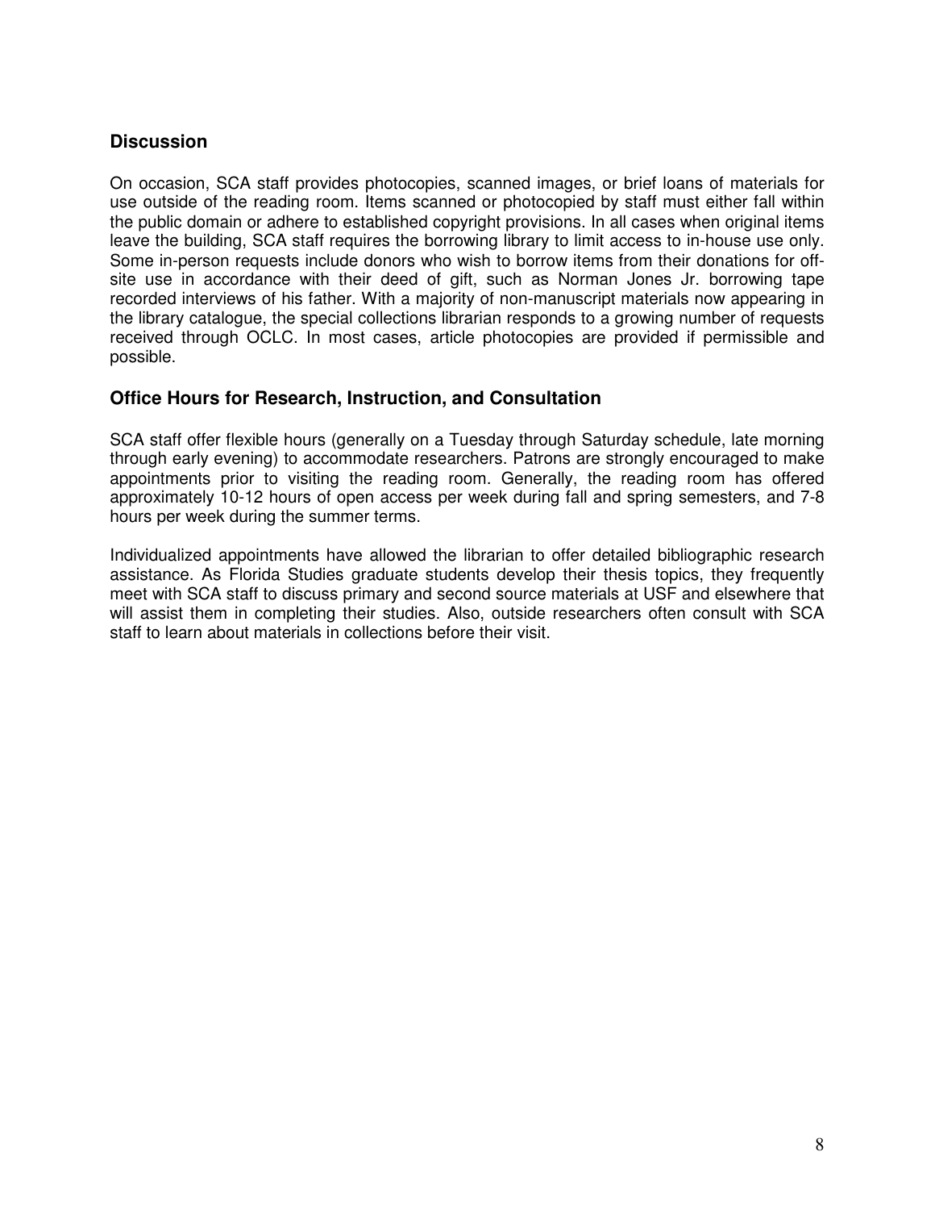## Discussion

On occasion, SCA staff provides photocopies, scanned images, or brief loans of materials for use outside of the reading room. Items scanned or photocopied by staff must either fall within the public domain or adhere to established copyright provisions. In all cases when original items leave the building, SCA staff requires the borrowing library to limit access to in-house use only. Some in-person requests include donors who wish to borrow items from their donations for off-site use in accordance with their deed of gift, such as Norman Jones Jr. borrowing tape recorded interviews of his father. With a majority of non-manuscript materials now appearing in the library catalogue, the special collections librarian responds to a growing number of requests received through OCLC. In most cases, article photocopies are provided if permissible and possible.

## Office Hours for Research, Instruction, and Consultation

SCA staff offer flexible hours (generally on a Tuesday through Saturday schedule, late morning through early evening) to accommodate researchers. Patrons are strongly encouraged to make appointments prior to visiting the reading room. Generally, the reading room has offered approximately 10-12 hours of open access per week during fall and spring semesters, and 7-8 hours per week during the summer terms.

Individualized appointments have allowed the librarian to offer detailed bibliographic research assistance. As Florida Studies graduate students develop their thesis topics, they frequently meet with SCA staff to discuss primary and second source materials at USF and elsewhere that will assist them in completing their studies. Also, outside researchers often consult with SCA staff to learn about materials in collections before their visit.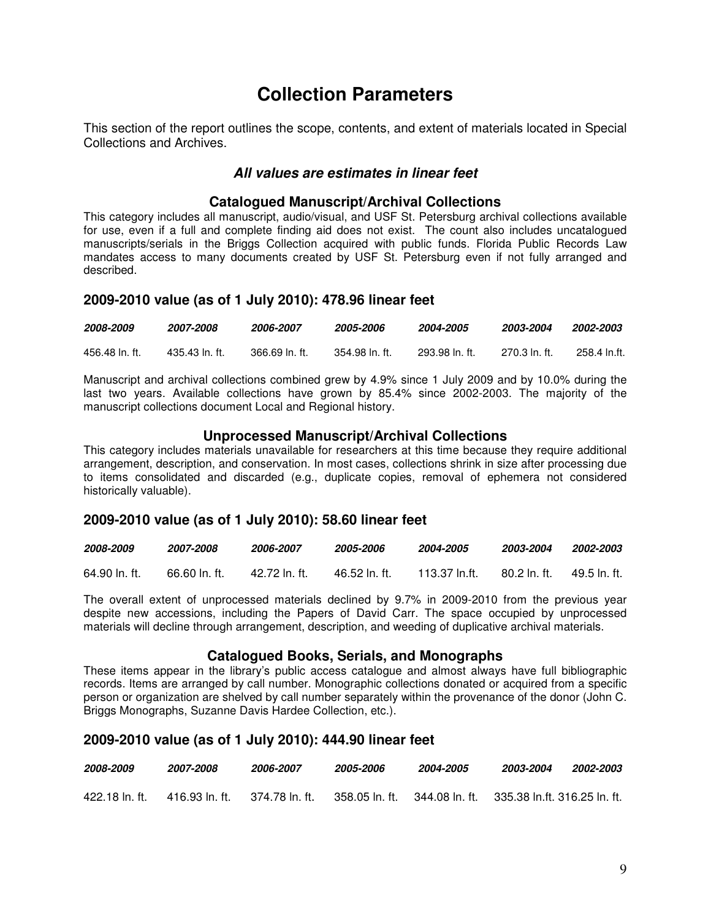# Collection Parameters

This section of the report outlines the scope, contents, and extent of materials located in Special Collections and Archives.

### ***All values are estimates in linear feet***

### Catalogued Manuscript/Archival Collections

This category includes all manuscript, audio/visual, and USF St. Petersburg archival collections available for use, even if a full and complete finding aid does not exist. The count also includes uncatalogued manuscripts/serials in the Briggs Collection acquired with public funds. Florida Public Records Law mandates access to many documents created by USF St. Petersburg even if not fully arranged and described.

## 2009-2010 value (as of 1 July 2010): 478.96 linear feet

| *2008-2009* | *2007-2008* | *2006-2007* | *2005-2006* | *2004-2005* | *2003-2004* | *2002-2003* |
|---|---|---|---|---|---|---|
| 456.48 ln. ft. | 435.43 ln. ft. | 366.69 ln. ft. | 354.98 ln. ft. | 293.98 ln. ft. | 270.3 ln. ft. | 258.4 ln.ft. |

Manuscript and archival collections combined grew by 4.9% since 1 July 2009 and by 10.0% during the last two years. Available collections have grown by 85.4% since 2002-2003. The majority of the manuscript collections document Local and Regional history.

### Unprocessed Manuscript/Archival Collections

This category includes materials unavailable for researchers at this time because they require additional arrangement, description, and conservation. In most cases, collections shrink in size after processing due to items consolidated and discarded (e.g., duplicate copies, removal of ephemera not considered historically valuable).

## 2009-2010 value (as of 1 July 2010): 58.60 linear feet

| *2008-2009* | *2007-2008* | *2006-2007* | *2005-2006* | *2004-2005* | *2003-2004* | *2002-2003* |
|---|---|---|---|---|---|---|
| 64.90 ln. ft. | 66.60 ln. ft. | 42.72 ln. ft. | 46.52 ln. ft. | 113.37 ln.ft. | 80.2 ln. ft. | 49.5 ln. ft. |

The overall extent of unprocessed materials declined by 9.7% in 2009-2010 from the previous year despite new accessions, including the Papers of David Carr. The space occupied by unprocessed materials will decline through arrangement, description, and weeding of duplicative archival materials.

### Catalogued Books, Serials, and Monographs

These items appear in the library's public access catalogue and almost always have full bibliographic records. Items are arranged by call number. Monographic collections donated or acquired from a specific person or organization are shelved by call number separately within the provenance of the donor (John C. Briggs Monographs, Suzanne Davis Hardee Collection, etc.).

## 2009-2010 value (as of 1 July 2010): 444.90 linear feet

| *2008-2009* | *2007-2008* | *2006-2007* | *2005-2006* | *2004-2005* | *2003-2004* | *2002-2003* |
|---|---|---|---|---|---|---|
| 422.18 ln. ft. | 416.93 ln. ft. | 374.78 ln. ft. | 358.05 ln. ft. | 344.08 ln. ft. | 335.38 ln.ft. | 316.25 ln. ft. |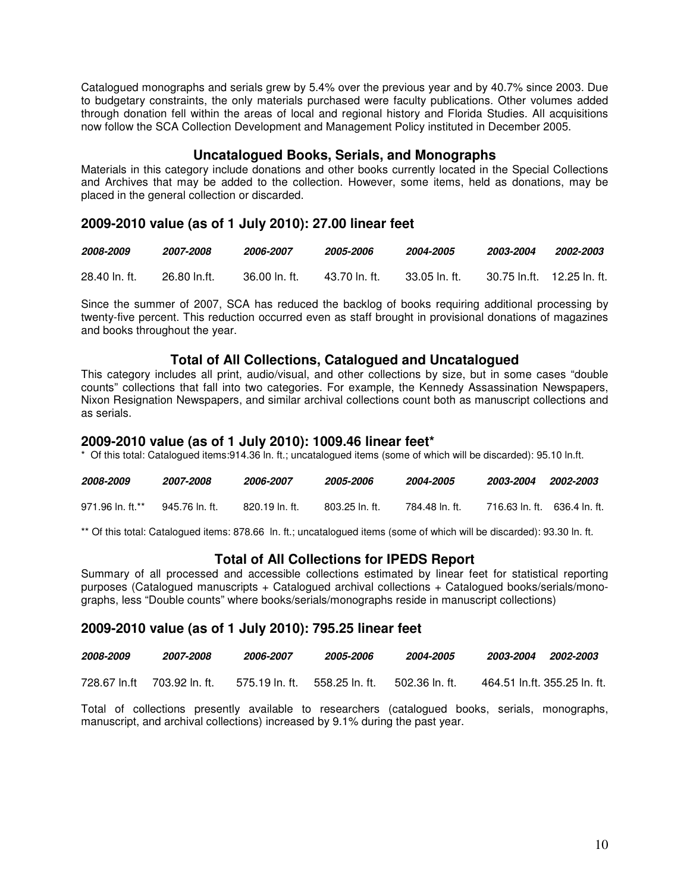Catalogued monographs and serials grew by 5.4% over the previous year and by 40.7% since 2003. Due to budgetary constraints, the only materials purchased were faculty publications. Other volumes added through donation fell within the areas of local and regional history and Florida Studies. All acquisitions now follow the SCA Collection Development and Management Policy instituted in December 2005.

## Uncatalogued Books, Serials, and Monographs

Materials in this category include donations and other books currently located in the Special Collections and Archives that may be added to the collection. However, some items, held as donations, may be placed in the general collection or discarded.

### 2009-2010 value (as of 1 July 2010): 27.00 linear feet

| *2008-2009* | *2007-2008* | *2006-2007* | *2005-2006* | *2004-2005* | *2003-2004* | *2002-2003* |
|---|---|---|---|---|---|---|
| 28.40 ln. ft. | 26.80 ln.ft. | 36.00 ln. ft. | 43.70 ln. ft. | 33.05 ln. ft. | 30.75 ln.ft. | 12.25 ln. ft. |

Since the summer of 2007, SCA has reduced the backlog of books requiring additional processing by twenty-five percent. This reduction occurred even as staff brought in provisional donations of magazines and books throughout the year.

## Total of All Collections, Catalogued and Uncatalogued

This category includes all print, audio/visual, and other collections by size, but in some cases "double counts" collections that fall into two categories. For example, the Kennedy Assassination Newspapers, Nixon Resignation Newspapers, and similar archival collections count both as manuscript collections and as serials.

### 2009-2010 value (as of 1 July 2010): 1009.46 linear feet*

\* Of this total: Catalogued items:914.36 ln. ft.; uncatalogued items (some of which will be discarded): 95.10 ln.ft.

| *2008-2009* | *2007-2008* | *2006-2007* | *2005-2006* | *2004-2005* | *2003-2004* | *2002-2003* |
|---|---|---|---|---|---|---|
| 971.96 ln. ft.** | 945.76 ln. ft. | 820.19 ln. ft. | 803.25 ln. ft. | 784.48 ln. ft. | 716.63 ln. ft. | 636.4 ln. ft. |

** Of this total: Catalogued items: 878.66 ln. ft.; uncatalogued items (some of which will be discarded): 93.30 ln. ft.

## Total of All Collections for IPEDS Report

Summary of all processed and accessible collections estimated by linear feet for statistical reporting purposes (Catalogued manuscripts + Catalogued archival collections + Catalogued books/serials/monographs, less "Double counts" where books/serials/monographs reside in manuscript collections)

### 2009-2010 value (as of 1 July 2010): 795.25 linear feet

| *2008-2009* | *2007-2008* | *2006-2007* | *2005-2006* | *2004-2005* | *2003-2004* | *2002-2003* |
|---|---|---|---|---|---|---|
| 728.67 ln.ft | 703.92 ln. ft. | 575.19 ln. ft. | 558.25 ln. ft. | 502.36 ln. ft. | 464.51 ln.ft. | 355.25 ln. ft. |

Total of collections presently available to researchers (catalogued books, serials, monographs, manuscript, and archival collections) increased by 9.1% during the past year.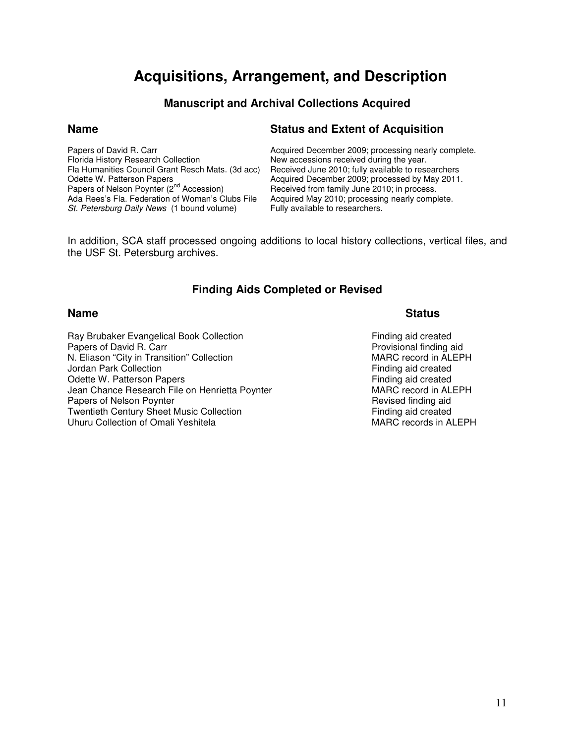# Acquisitions, Arrangement, and Description

### Manuscript and Archival Collections Acquired

| Name | Status and Extent of Acquisition |
|---|---|
| Papers of David R. Carr | Acquired December 2009; processing nearly complete. |
| Florida History Research Collection | New accessions received during the year. |
| Fla Humanities Council Grant Resch Mats. (3d acc) | Received June 2010; fully available to researchers |
| Odette W. Patterson Papers | Acquired December 2009; processed by May 2011. |
| Papers of Nelson Poynter (2nd Accession) | Received from family June 2010; in process. |
| Ada Rees's Fla. Federation of Woman's Clubs File | Acquired May 2010; processing nearly complete. |
| *St. Petersburg Daily News* (1 bound volume) | Fully available to researchers. |

In addition, SCA staff processed ongoing additions to local history collections, vertical files, and the USF St. Petersburg archives.

### Finding Aids Completed or Revised

| Name | Status |
|---|---|
| Ray Brubaker Evangelical Book Collection | Finding aid created |
| Papers of David R. Carr | Provisional finding aid |
| N. Eliason "City in Transition" Collection | MARC record in ALEPH |
| Jordan Park Collection | Finding aid created |
| Odette W. Patterson Papers | Finding aid created |
| Jean Chance Research File on Henrietta Poynter | MARC record in ALEPH |
| Papers of Nelson Poynter | Revised finding aid |
| Twentieth Century Sheet Music Collection | Finding aid created |
| Uhuru Collection of Omali Yeshitela | MARC records in ALEPH |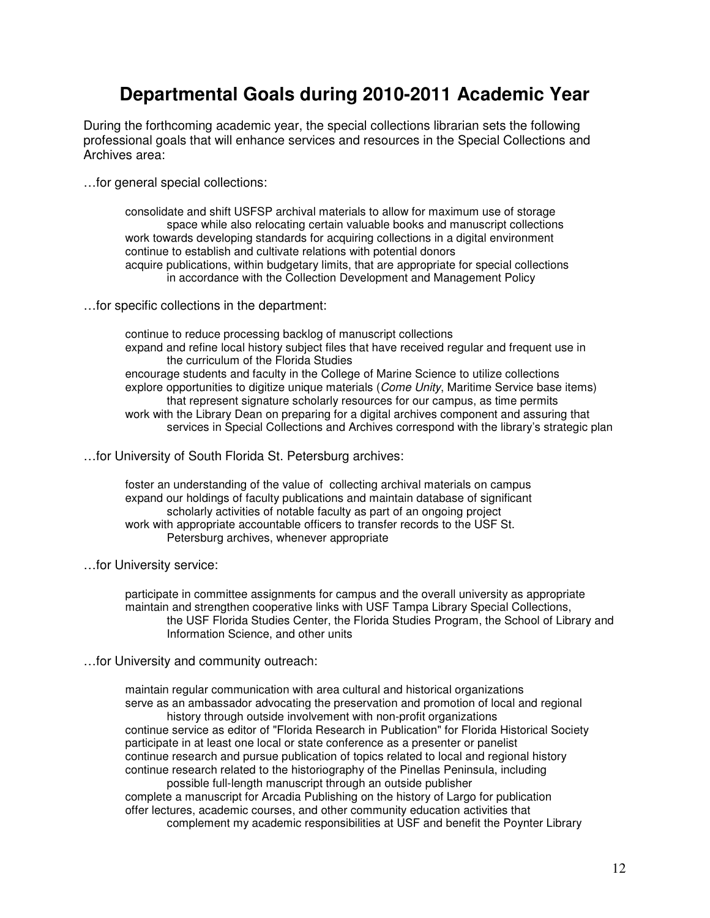# Departmental Goals during 2010-2011 Academic Year

During the forthcoming academic year, the special collections librarian sets the following professional goals that will enhance services and resources in the Special Collections and Archives area:

…for general special collections:

- consolidate and shift USFSP archival materials to allow for maximum use of storage space while also relocating certain valuable books and manuscript collections
- work towards developing standards for acquiring collections in a digital environment
- continue to establish and cultivate relations with potential donors
- acquire publications, within budgetary limits, that are appropriate for special collections in accordance with the Collection Development and Management Policy

…for specific collections in the department:

- continue to reduce processing backlog of manuscript collections
- expand and refine local history subject files that have received regular and frequent use in the curriculum of the Florida Studies
- encourage students and faculty in the College of Marine Science to utilize collections
- explore opportunities to digitize unique materials (*Come Unity*, Maritime Service base items) that represent signature scholarly resources for our campus, as time permits
- work with the Library Dean on preparing for a digital archives component and assuring that services in Special Collections and Archives correspond with the library's strategic plan

…for University of South Florida St. Petersburg archives:

- foster an understanding of the value of collecting archival materials on campus
- expand our holdings of faculty publications and maintain database of significant scholarly activities of notable faculty as part of an ongoing project
- work with appropriate accountable officers to transfer records to the USF St. Petersburg archives, whenever appropriate

…for University service:

- participate in committee assignments for campus and the overall university as appropriate
- maintain and strengthen cooperative links with USF Tampa Library Special Collections, the USF Florida Studies Center, the Florida Studies Program, the School of Library and Information Science, and other units

…for University and community outreach:

- maintain regular communication with area cultural and historical organizations
- serve as an ambassador advocating the preservation and promotion of local and regional history through outside involvement with non-profit organizations
- continue service as editor of "Florida Research in Publication" for Florida Historical Society
- participate in at least one local or state conference as a presenter or panelist
- continue research and pursue publication of topics related to local and regional history
- continue research related to the historiography of the Pinellas Peninsula, including possible full-length manuscript through an outside publisher
- complete a manuscript for Arcadia Publishing on the history of Largo for publication
- offer lectures, academic courses, and other community education activities that complement my academic responsibilities at USF and benefit the Poynter Library